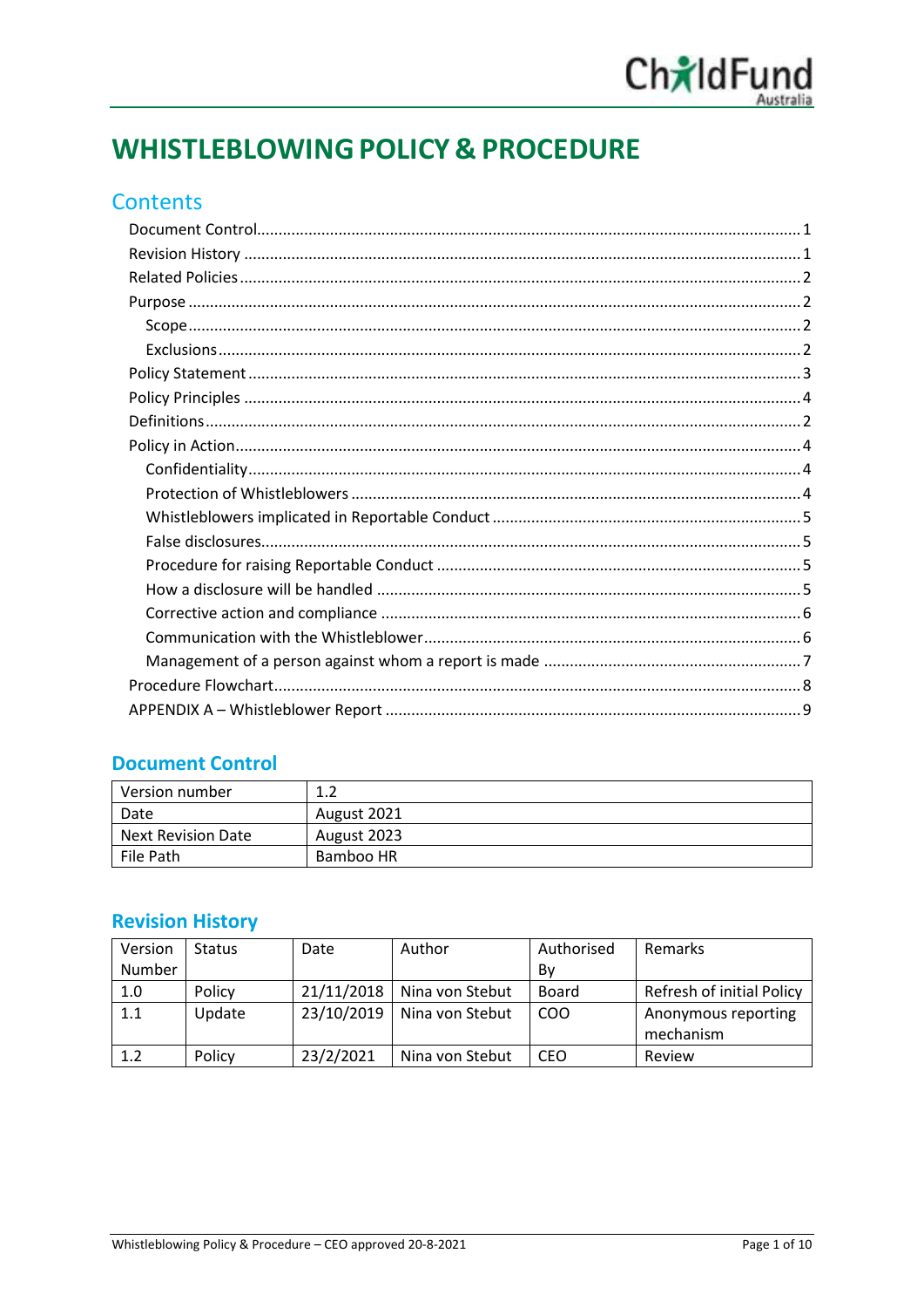# WHISTLEBLOWING POLICY & PROCEDURE

## Contents

- Document Control ........ 1
- Revision History ........ 1
- Related Policies ........ 2
- Purpose ........ 2
  - Scope ........ 2
  - Exclusions ........ 2
- Policy Statement ........ 3
- Policy Principles ........ 4
- Definitions ........ 2
- Policy in Action ........ 4
  - Confidentiality ........ 4
  - Protection of Whistleblowers ........ 4
  - Whistleblowers implicated in Reportable Conduct ........ 5
  - False disclosures ........ 5
  - Procedure for raising Reportable Conduct ........ 5
  - How a disclosure will be handled ........ 5
  - Corrective action and compliance ........ 6
  - Communication with the Whistleblower ........ 6
  - Management of a person against whom a report is made ........ 7
- Procedure Flowchart ........ 8
- APPENDIX A – Whistleblower Report ........ 9

## Document Control

| Version number | 1.2 |
|---|---|
| Date | August 2021 |
| Next Revision Date | August 2023 |
| File Path | Bamboo HR |

## Revision History

| Version Number | Status | Date | Author | Authorised By | Remarks |
|---|---|---|---|---|---|
| 1.0 | Policy | 21/11/2018 | Nina von Stebut | Board | Refresh of initial Policy |
| 1.1 | Update | 23/10/2019 | Nina von Stebut | COO | Anonymous reporting mechanism |
| 1.2 | Policy | 23/2/2021 | Nina von Stebut | CEO | Review |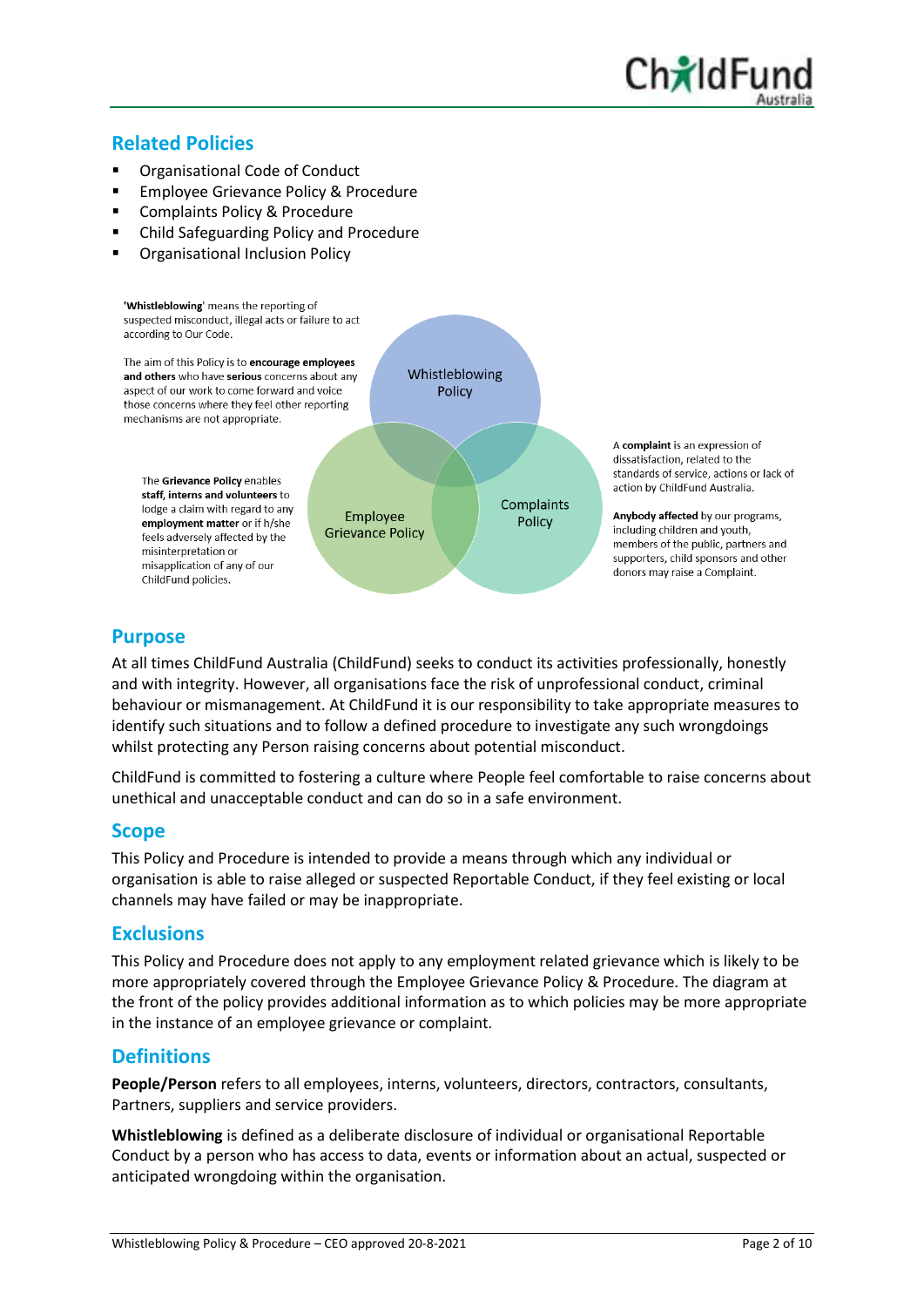## Related Policies

- Organisational Code of Conduct
- Employee Grievance Policy & Procedure
- Complaints Policy & Procedure
- Child Safeguarding Policy and Procedure
- Organisational Inclusion Policy

'**Whistleblowing**' means the reporting of suspected misconduct, illegal acts or failure to act according to Our Code.

The aim of this Policy is to **encourage employees and others** who have **serious** concerns about any aspect of our work to come forward and voice those concerns where they feel other reporting mechanisms are not appropriate.

Whistleblowing Policy

The **Grievance Policy** enables **staff, interns and volunteers** to lodge a claim with regard to any **employment matter** or if h/she feels adversely affected by the misinterpretation or misapplication of any of our ChildFund policies.

Employee Grievance Policy

Complaints Policy

A **complaint** is an expression of dissatisfaction, related to the standards of service, actions or lack of action by ChildFund Australia.

**Anybody affected** by our programs, including children and youth, members of the public, partners and supporters, child sponsors and other donors may raise a Complaint.

## Purpose

At all times ChildFund Australia (ChildFund) seeks to conduct its activities professionally, honestly and with integrity. However, all organisations face the risk of unprofessional conduct, criminal behaviour or mismanagement. At ChildFund it is our responsibility to take appropriate measures to identify such situations and to follow a defined procedure to investigate any such wrongdoings whilst protecting any Person raising concerns about potential misconduct.

ChildFund is committed to fostering a culture where People feel comfortable to raise concerns about unethical and unacceptable conduct and can do so in a safe environment.

## Scope

This Policy and Procedure is intended to provide a means through which any individual or organisation is able to raise alleged or suspected Reportable Conduct, if they feel existing or local channels may have failed or may be inappropriate.

## Exclusions

This Policy and Procedure does not apply to any employment related grievance which is likely to be more appropriately covered through the Employee Grievance Policy & Procedure. The diagram at the front of the policy provides additional information as to which policies may be more appropriate in the instance of an employee grievance or complaint.

## Definitions

**People/Person** refers to all employees, interns, volunteers, directors, contractors, consultants, Partners, suppliers and service providers.

**Whistleblowing** is defined as a deliberate disclosure of individual or organisational Reportable Conduct by a person who has access to data, events or information about an actual, suspected or anticipated wrongdoing within the organisation.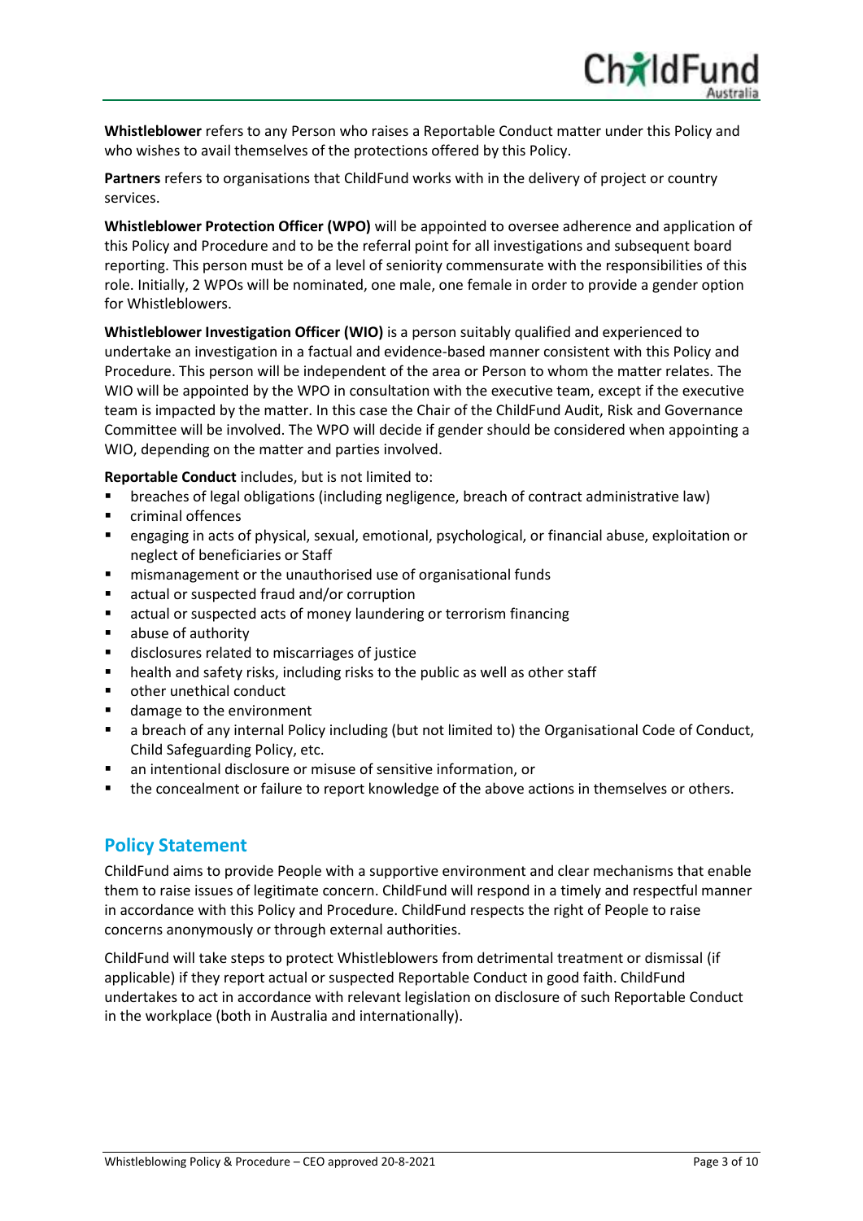**Whistleblower** refers to any Person who raises a Reportable Conduct matter under this Policy and who wishes to avail themselves of the protections offered by this Policy.

**Partners** refers to organisations that ChildFund works with in the delivery of project or country services.

**Whistleblower Protection Officer (WPO)** will be appointed to oversee adherence and application of this Policy and Procedure and to be the referral point for all investigations and subsequent board reporting. This person must be of a level of seniority commensurate with the responsibilities of this role. Initially, 2 WPOs will be nominated, one male, one female in order to provide a gender option for Whistleblowers.

**Whistleblower Investigation Officer (WIO)** is a person suitably qualified and experienced to undertake an investigation in a factual and evidence-based manner consistent with this Policy and Procedure. This person will be independent of the area or Person to whom the matter relates. The WIO will be appointed by the WPO in consultation with the executive team, except if the executive team is impacted by the matter. In this case the Chair of the ChildFund Audit, Risk and Governance Committee will be involved. The WPO will decide if gender should be considered when appointing a WIO, depending on the matter and parties involved.

**Reportable Conduct** includes, but is not limited to:

- breaches of legal obligations (including negligence, breach of contract administrative law)
- criminal offences
- engaging in acts of physical, sexual, emotional, psychological, or financial abuse, exploitation or neglect of beneficiaries or Staff
- mismanagement or the unauthorised use of organisational funds
- actual or suspected fraud and/or corruption
- actual or suspected acts of money laundering or terrorism financing
- abuse of authority
- disclosures related to miscarriages of justice
- health and safety risks, including risks to the public as well as other staff
- other unethical conduct
- damage to the environment
- a breach of any internal Policy including (but not limited to) the Organisational Code of Conduct, Child Safeguarding Policy, etc.
- an intentional disclosure or misuse of sensitive information, or
- the concealment or failure to report knowledge of the above actions in themselves or others.

## Policy Statement

ChildFund aims to provide People with a supportive environment and clear mechanisms that enable them to raise issues of legitimate concern. ChildFund will respond in a timely and respectful manner in accordance with this Policy and Procedure. ChildFund respects the right of People to raise concerns anonymously or through external authorities.

ChildFund will take steps to protect Whistleblowers from detrimental treatment or dismissal (if applicable) if they report actual or suspected Reportable Conduct in good faith. ChildFund undertakes to act in accordance with relevant legislation on disclosure of such Reportable Conduct in the workplace (both in Australia and internationally).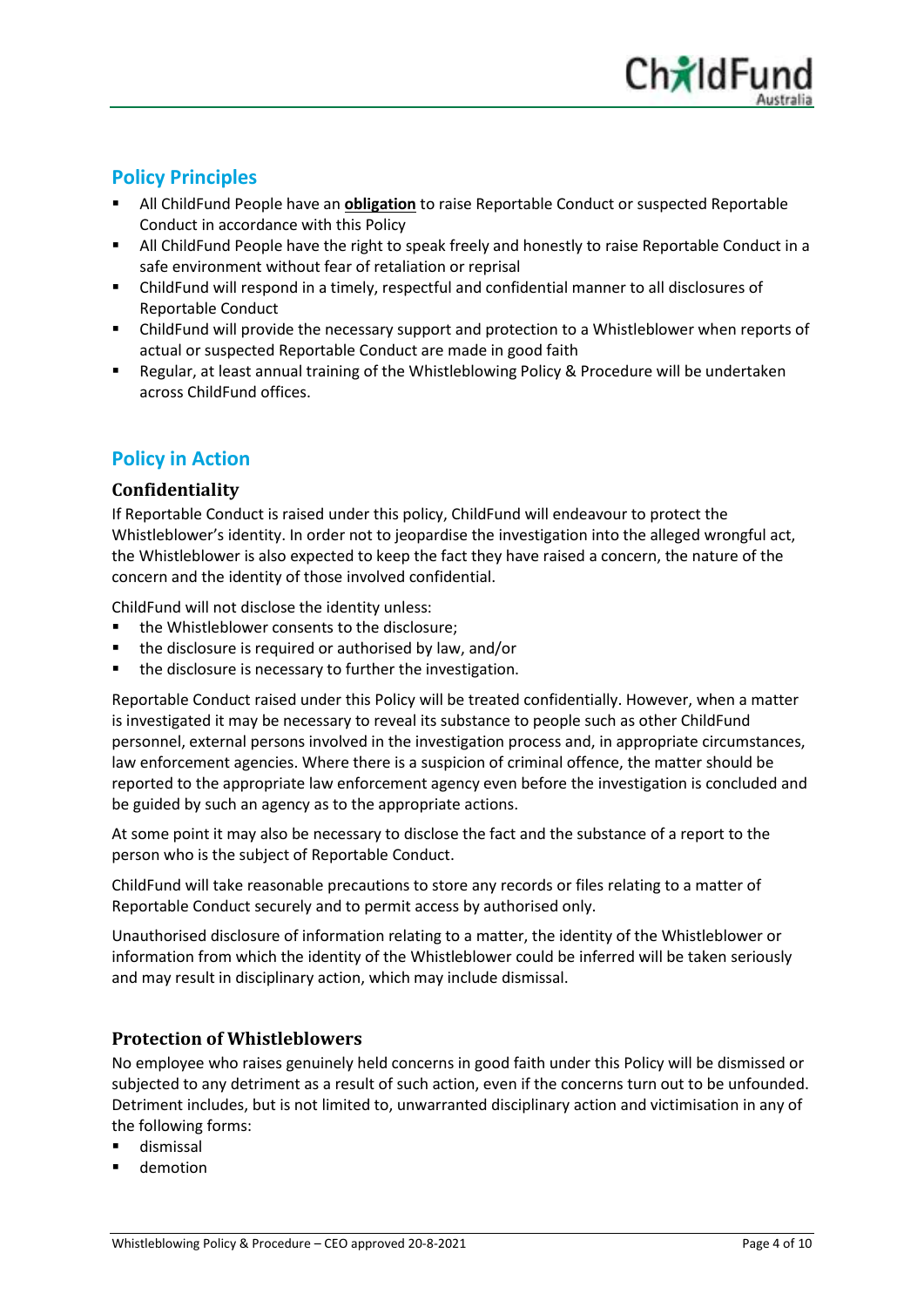## Policy Principles

- All ChildFund People have an **obligation** to raise Reportable Conduct or suspected Reportable Conduct in accordance with this Policy
- All ChildFund People have the right to speak freely and honestly to raise Reportable Conduct in a safe environment without fear of retaliation or reprisal
- ChildFund will respond in a timely, respectful and confidential manner to all disclosures of Reportable Conduct
- ChildFund will provide the necessary support and protection to a Whistleblower when reports of actual or suspected Reportable Conduct are made in good faith
- Regular, at least annual training of the Whistleblowing Policy & Procedure will be undertaken across ChildFund offices.

## Policy in Action

### Confidentiality

If Reportable Conduct is raised under this policy, ChildFund will endeavour to protect the Whistleblower's identity. In order not to jeopardise the investigation into the alleged wrongful act, the Whistleblower is also expected to keep the fact they have raised a concern, the nature of the concern and the identity of those involved confidential.

ChildFund will not disclose the identity unless:

- the Whistleblower consents to the disclosure;
- the disclosure is required or authorised by law, and/or
- the disclosure is necessary to further the investigation.

Reportable Conduct raised under this Policy will be treated confidentially. However, when a matter is investigated it may be necessary to reveal its substance to people such as other ChildFund personnel, external persons involved in the investigation process and, in appropriate circumstances, law enforcement agencies. Where there is a suspicion of criminal offence, the matter should be reported to the appropriate law enforcement agency even before the investigation is concluded and be guided by such an agency as to the appropriate actions.

At some point it may also be necessary to disclose the fact and the substance of a report to the person who is the subject of Reportable Conduct.

ChildFund will take reasonable precautions to store any records or files relating to a matter of Reportable Conduct securely and to permit access by authorised only.

Unauthorised disclosure of information relating to a matter, the identity of the Whistleblower or information from which the identity of the Whistleblower could be inferred will be taken seriously and may result in disciplinary action, which may include dismissal.

### Protection of Whistleblowers

No employee who raises genuinely held concerns in good faith under this Policy will be dismissed or subjected to any detriment as a result of such action, even if the concerns turn out to be unfounded. Detriment includes, but is not limited to, unwarranted disciplinary action and victimisation in any of the following forms:

- dismissal
- demotion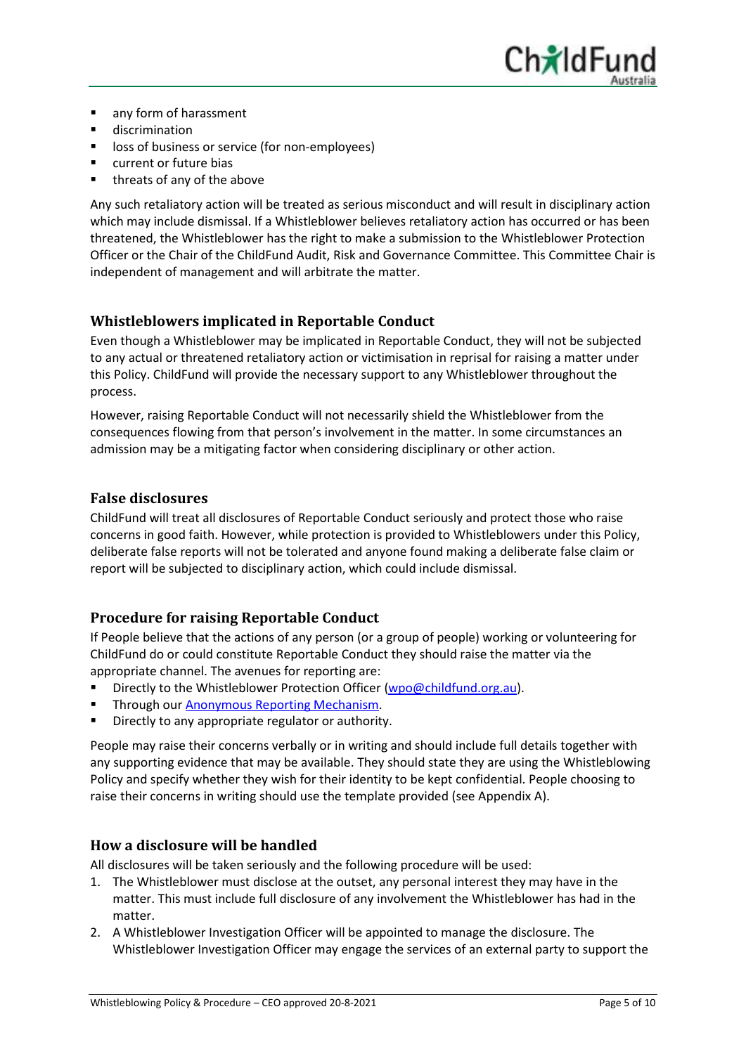- any form of harassment
- discrimination
- loss of business or service (for non-employees)
- current or future bias
- threats of any of the above

Any such retaliatory action will be treated as serious misconduct and will result in disciplinary action which may include dismissal. If a Whistleblower believes retaliatory action has occurred or has been threatened, the Whistleblower has the right to make a submission to the Whistleblower Protection Officer or the Chair of the ChildFund Audit, Risk and Governance Committee. This Committee Chair is independent of management and will arbitrate the matter.

## Whistleblowers implicated in Reportable Conduct

Even though a Whistleblower may be implicated in Reportable Conduct, they will not be subjected to any actual or threatened retaliatory action or victimisation in reprisal for raising a matter under this Policy. ChildFund will provide the necessary support to any Whistleblower throughout the process.

However, raising Reportable Conduct will not necessarily shield the Whistleblower from the consequences flowing from that person's involvement in the matter. In some circumstances an admission may be a mitigating factor when considering disciplinary or other action.

## False disclosures

ChildFund will treat all disclosures of Reportable Conduct seriously and protect those who raise concerns in good faith. However, while protection is provided to Whistleblowers under this Policy, deliberate false reports will not be tolerated and anyone found making a deliberate false claim or report will be subjected to disciplinary action, which could include dismissal.

## Procedure for raising Reportable Conduct

If People believe that the actions of any person (or a group of people) working or volunteering for ChildFund do or could constitute Reportable Conduct they should raise the matter via the appropriate channel. The avenues for reporting are:

- Directly to the Whistleblower Protection Officer (wpo@childfund.org.au).
- Through our Anonymous Reporting Mechanism.
- Directly to any appropriate regulator or authority.

People may raise their concerns verbally or in writing and should include full details together with any supporting evidence that may be available. They should state they are using the Whistleblowing Policy and specify whether they wish for their identity to be kept confidential. People choosing to raise their concerns in writing should use the template provided (see Appendix A).

## How a disclosure will be handled

All disclosures will be taken seriously and the following procedure will be used:

1. The Whistleblower must disclose at the outset, any personal interest they may have in the matter. This must include full disclosure of any involvement the Whistleblower has had in the matter.
2. A Whistleblower Investigation Officer will be appointed to manage the disclosure. The Whistleblower Investigation Officer may engage the services of an external party to support the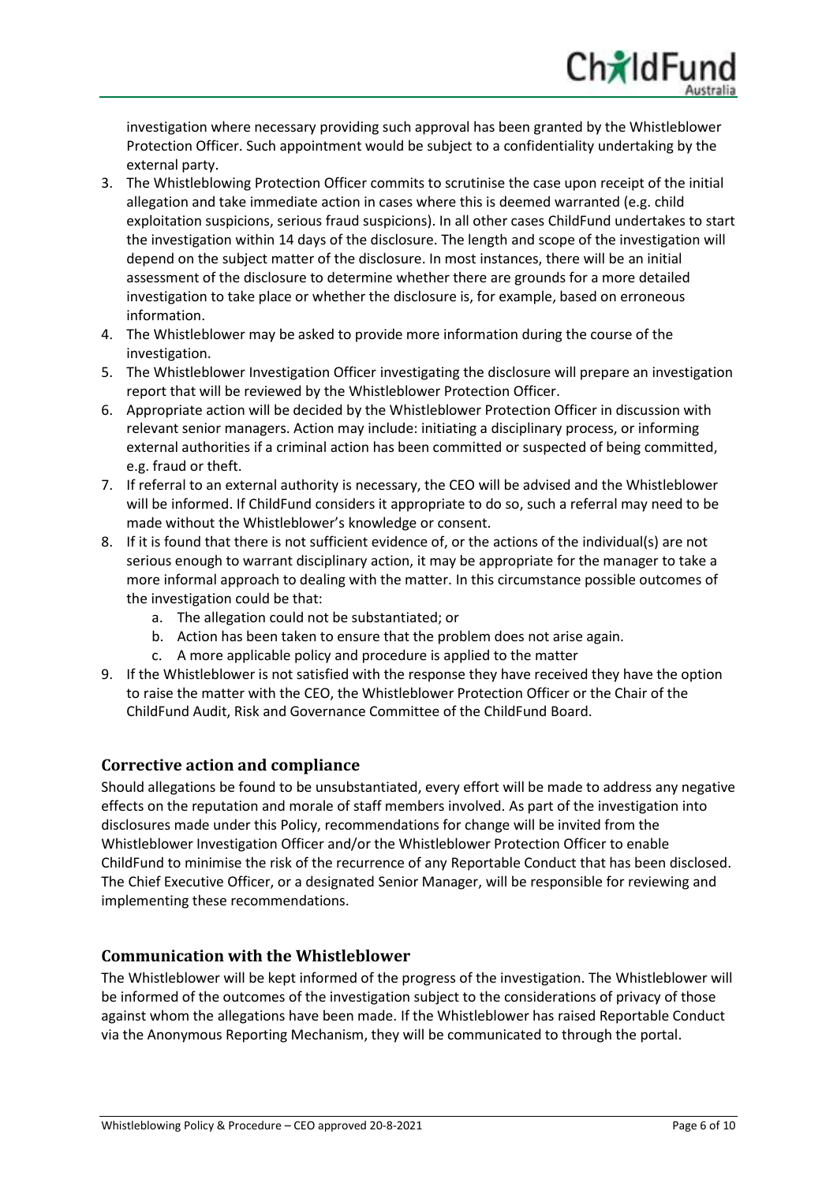investigation where necessary providing such approval has been granted by the Whistleblower Protection Officer. Such appointment would be subject to a confidentiality undertaking by the external party.

3. The Whistleblowing Protection Officer commits to scrutinise the case upon receipt of the initial allegation and take immediate action in cases where this is deemed warranted (e.g. child exploitation suspicions, serious fraud suspicions). In all other cases ChildFund undertakes to start the investigation within 14 days of the disclosure. The length and scope of the investigation will depend on the subject matter of the disclosure. In most instances, there will be an initial assessment of the disclosure to determine whether there are grounds for a more detailed investigation to take place or whether the disclosure is, for example, based on erroneous information.
4. The Whistleblower may be asked to provide more information during the course of the investigation.
5. The Whistleblower Investigation Officer investigating the disclosure will prepare an investigation report that will be reviewed by the Whistleblower Protection Officer.
6. Appropriate action will be decided by the Whistleblower Protection Officer in discussion with relevant senior managers. Action may include: initiating a disciplinary process, or informing external authorities if a criminal action has been committed or suspected of being committed, e.g. fraud or theft.
7. If referral to an external authority is necessary, the CEO will be advised and the Whistleblower will be informed. If ChildFund considers it appropriate to do so, such a referral may need to be made without the Whistleblower's knowledge or consent.
8. If it is found that there is not sufficient evidence of, or the actions of the individual(s) are not serious enough to warrant disciplinary action, it may be appropriate for the manager to take a more informal approach to dealing with the matter. In this circumstance possible outcomes of the investigation could be that:
   a. The allegation could not be substantiated; or
   b. Action has been taken to ensure that the problem does not arise again.
   c. A more applicable policy and procedure is applied to the matter
9. If the Whistleblower is not satisfied with the response they have received they have the option to raise the matter with the CEO, the Whistleblower Protection Officer or the Chair of the ChildFund Audit, Risk and Governance Committee of the ChildFund Board.

## Corrective action and compliance

Should allegations be found to be unsubstantiated, every effort will be made to address any negative effects on the reputation and morale of staff members involved. As part of the investigation into disclosures made under this Policy, recommendations for change will be invited from the Whistleblower Investigation Officer and/or the Whistleblower Protection Officer to enable ChildFund to minimise the risk of the recurrence of any Reportable Conduct that has been disclosed. The Chief Executive Officer, or a designated Senior Manager, will be responsible for reviewing and implementing these recommendations.

## Communication with the Whistleblower

The Whistleblower will be kept informed of the progress of the investigation. The Whistleblower will be informed of the outcomes of the investigation subject to the considerations of privacy of those against whom the allegations have been made. If the Whistleblower has raised Reportable Conduct via the Anonymous Reporting Mechanism, they will be communicated to through the portal.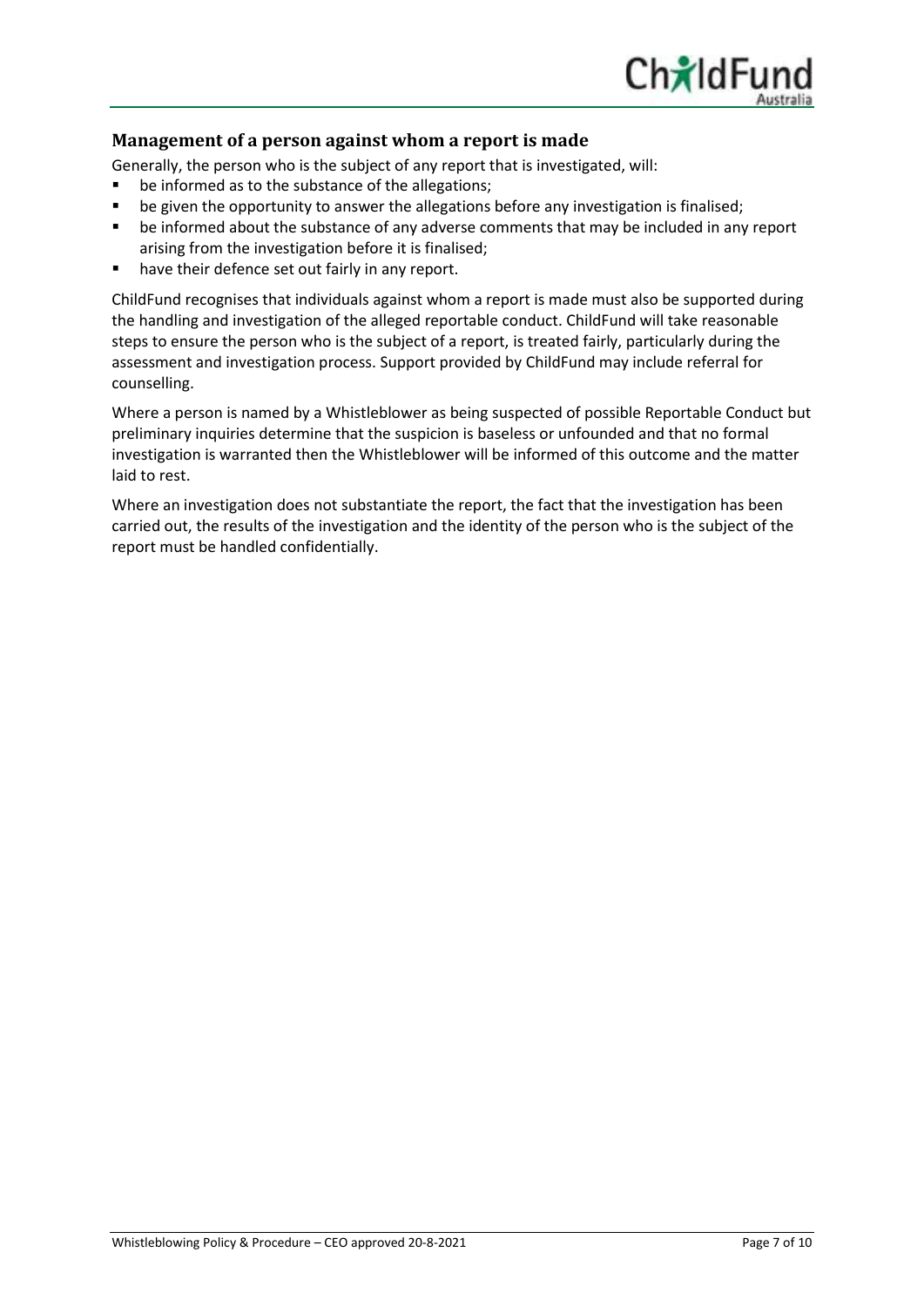## Management of a person against whom a report is made

Generally, the person who is the subject of any report that is investigated, will:

- be informed as to the substance of the allegations;
- be given the opportunity to answer the allegations before any investigation is finalised;
- be informed about the substance of any adverse comments that may be included in any report arising from the investigation before it is finalised;
- have their defence set out fairly in any report.

ChildFund recognises that individuals against whom a report is made must also be supported during the handling and investigation of the alleged reportable conduct. ChildFund will take reasonable steps to ensure the person who is the subject of a report, is treated fairly, particularly during the assessment and investigation process. Support provided by ChildFund may include referral for counselling.

Where a person is named by a Whistleblower as being suspected of possible Reportable Conduct but preliminary inquiries determine that the suspicion is baseless or unfounded and that no formal investigation is warranted then the Whistleblower will be informed of this outcome and the matter laid to rest.

Where an investigation does not substantiate the report, the fact that the investigation has been carried out, the results of the investigation and the identity of the person who is the subject of the report must be handled confidentially.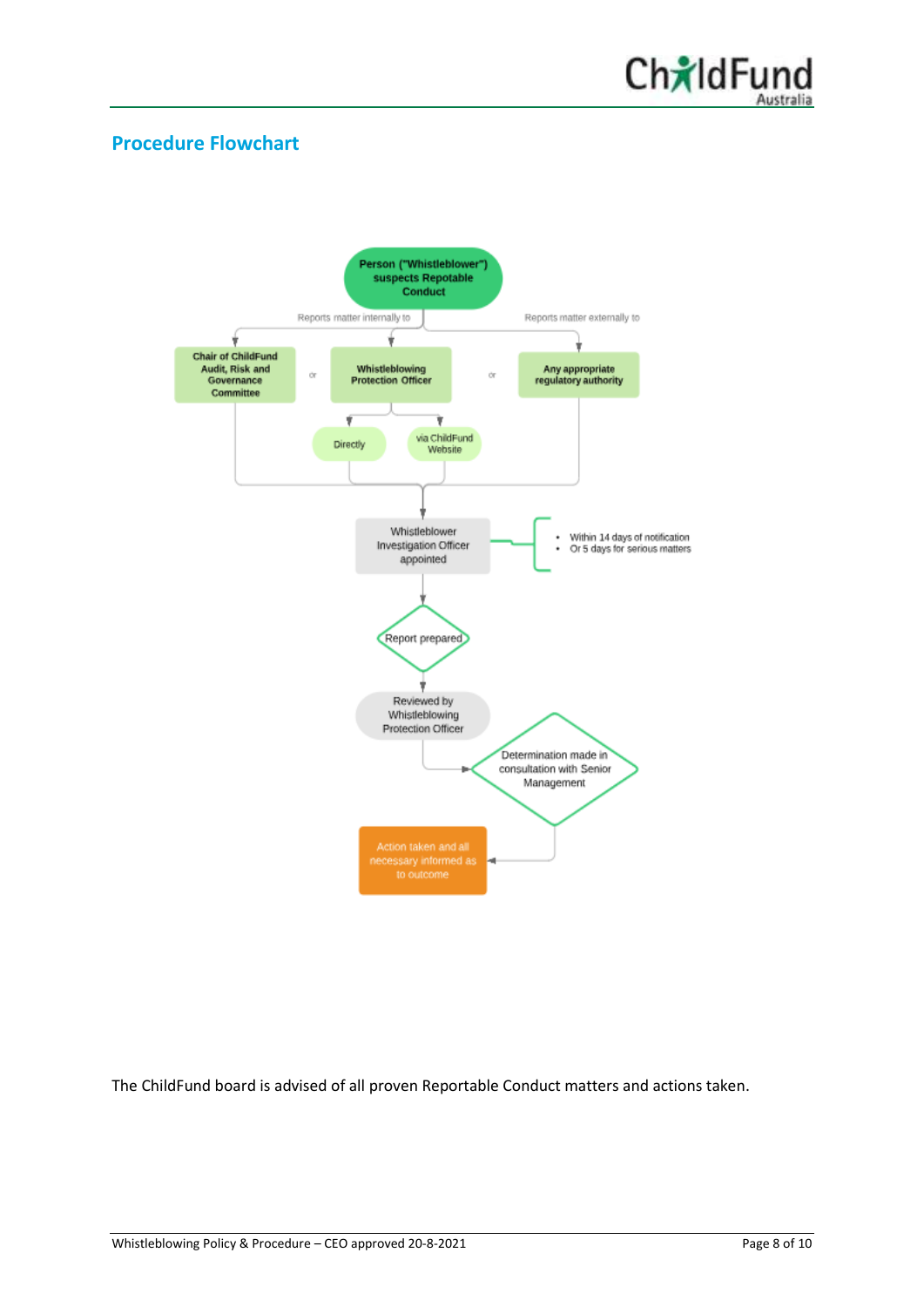## Procedure Flowchart

Person ("Whistleblower") suspects Repotable Conduct

Reports matter internally to

Reports matter externally to

Chair of ChildFund Audit, Risk and Governance Committee

or

Whistleblowing Protection Officer

or

Any appropriate regulatory authority

Directly

via ChildFund Website

Whistleblower Investigation Officer appointed

- Within 14 days of notification
- Or 5 days for serious matters

Report prepared

Reviewed by Whistleblowing Protection Officer

Determination made in consultation with Senior Management

Action taken and all necessary informed as to outcome

The ChildFund board is advised of all proven Reportable Conduct matters and actions taken.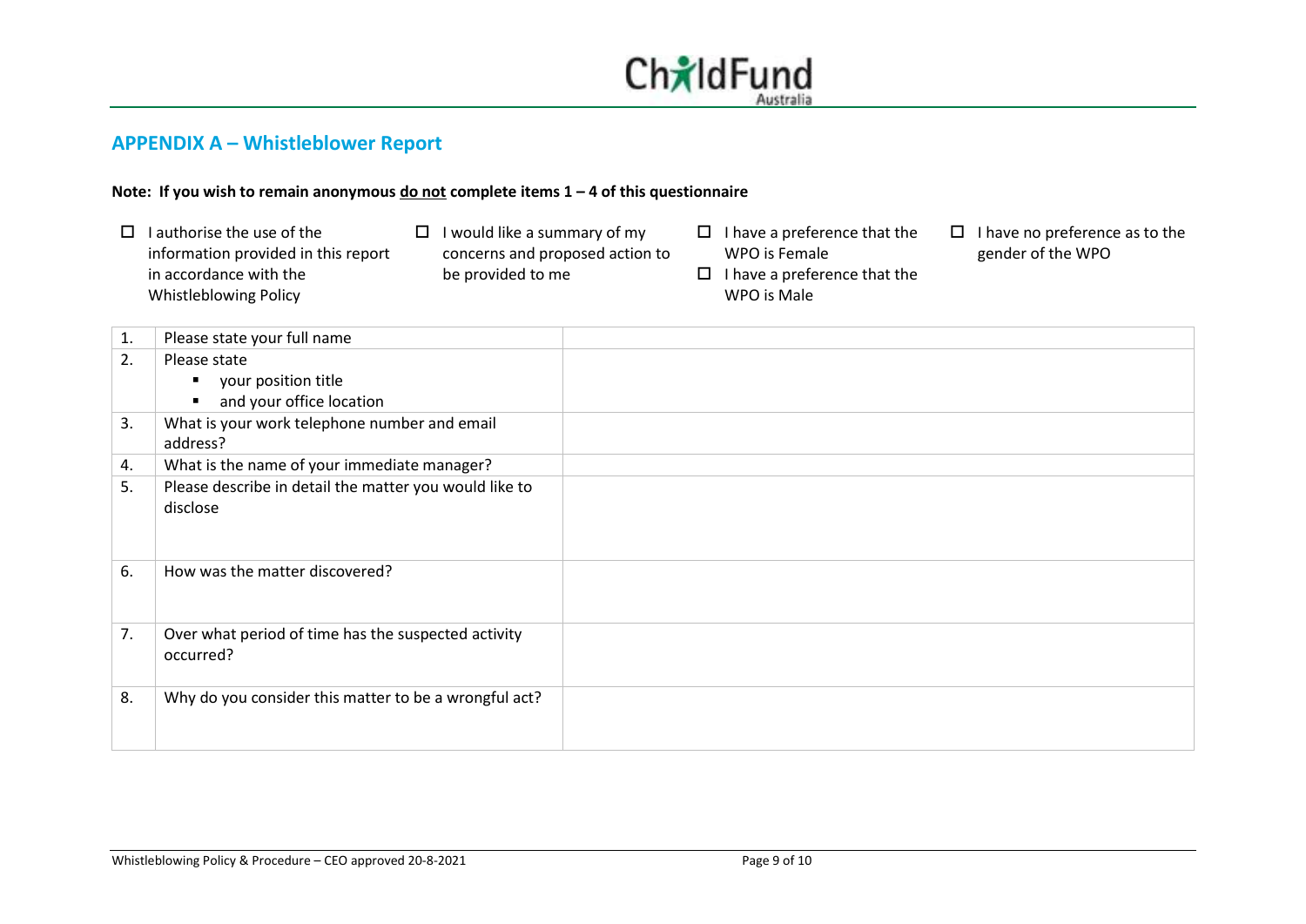## APPENDIX A – Whistleblower Report

**Note: If you wish to remain anonymous <u>do not</u> complete items 1 – 4 of this questionnaire**

- ☐ I authorise the use of the information provided in this report in accordance with the Whistleblowing Policy
- ☐ I would like a summary of my concerns and proposed action to be provided to me
- ☐ I have a preference that the WPO is Female
- ☐ I have a preference that the WPO is Male
- ☐ I have no preference as to the gender of the WPO

| | | |
|---|---|---|
| 1. | Please state your full name | |
| 2. | Please state<br>▪ your position title<br>▪ and your office location | |
| 3. | What is your work telephone number and email address? | |
| 4. | What is the name of your immediate manager? | |
| 5. | Please describe in detail the matter you would like to disclose | |
| 6. | How was the matter discovered? | |
| 7. | Over what period of time has the suspected activity occurred? | |
| 8. | Why do you consider this matter to be a wrongful act? | |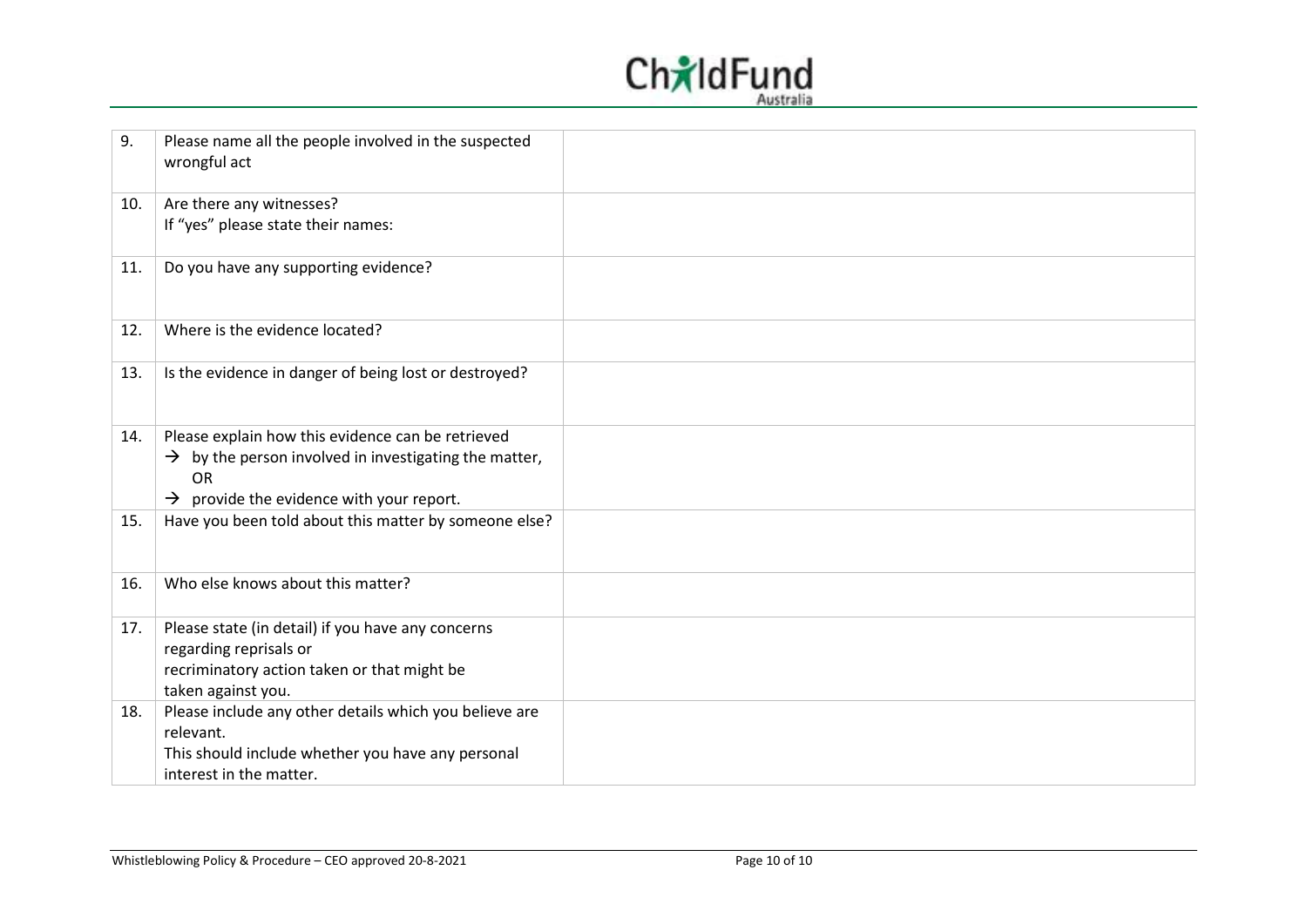| | | |
|---|---|---|
| 9. | Please name all the people involved in the suspected wrongful act | |
| 10. | Are there any witnesses?<br>If "yes" please state their names: | |
| 11. | Do you have any supporting evidence? | |
| 12. | Where is the evidence located? | |
| 13. | Is the evidence in danger of being lost or destroyed? | |
| 14. | Please explain how this evidence can be retrieved<br>→ by the person involved in investigating the matter, OR<br>→ provide the evidence with your report. | |
| 15. | Have you been told about this matter by someone else? | |
| 16. | Who else knows about this matter? | |
| 17. | Please state (in detail) if you have any concerns regarding reprisals or recriminatory action taken or that might be taken against you. | |
| 18. | Please include any other details which you believe are relevant.<br>This should include whether you have any personal interest in the matter. | |